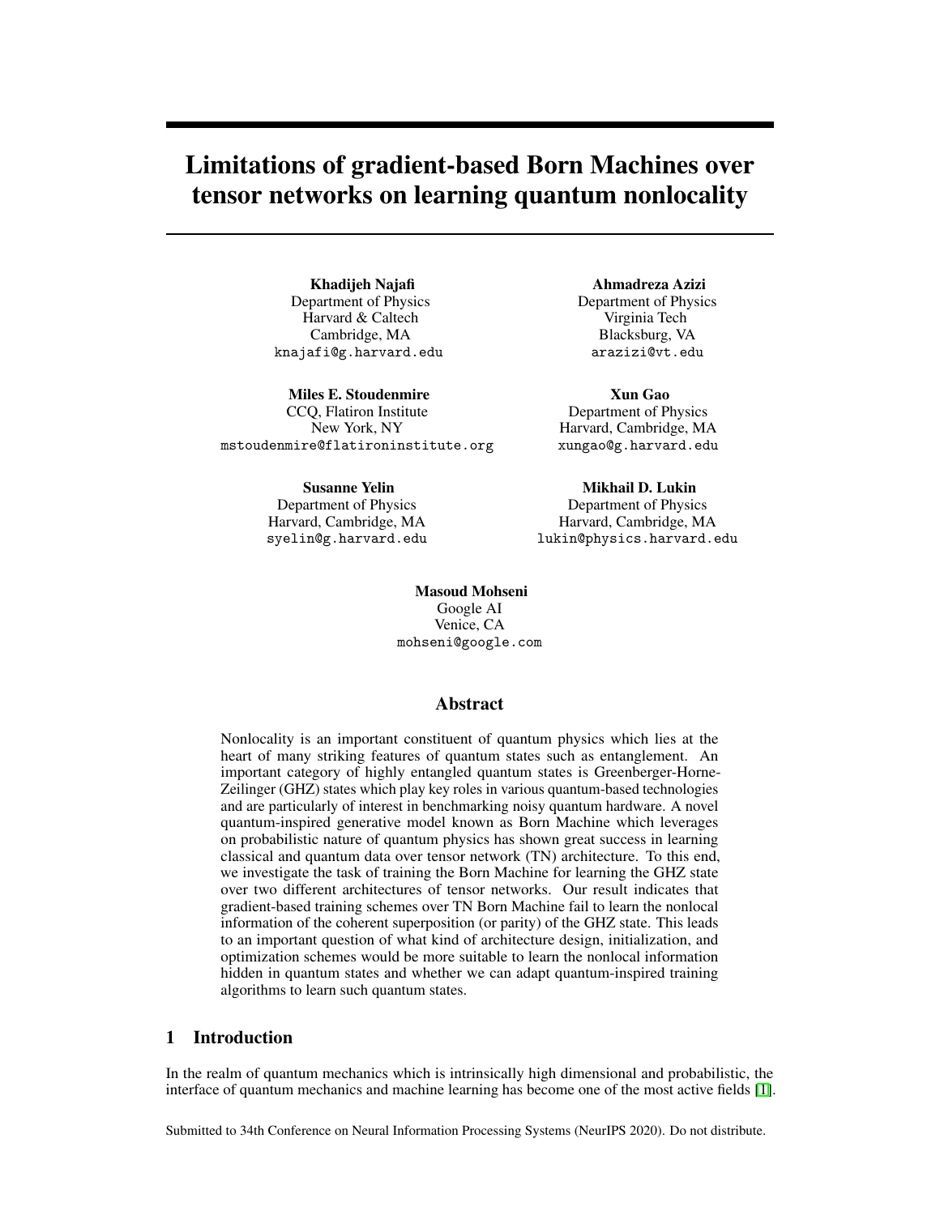# Limitations of gradient-based Born Machines over tensor networks on learning quantum nonlocality

**Khadijeh Najafi**
Department of Physics
Harvard & Caltech
Cambridge, MA
knajafi@g.harvard.edu

**Ahmadreza Azizi**
Department of Physics
Virginia Tech
Blacksburg, VA
arazizi@vt.edu

**Miles E. Stoudenmire**
CCQ, Flatiron Institute
New York, NY
mstoudenmire@flatironinstitute.org

**Xun Gao**
Department of Physics
Harvard, Cambridge, MA
xungao@g.harvard.edu

**Susanne Yelin**
Department of Physics
Harvard, Cambridge, MA
syelin@g.harvard.edu

**Mikhail D. Lukin**
Department of Physics
Harvard, Cambridge, MA
lukin@physics.harvard.edu

**Masoud Mohseni**
Google AI
Venice, CA
mohseni@google.com

## Abstract

Nonlocality is an important constituent of quantum physics which lies at the heart of many striking features of quantum states such as entanglement. An important category of highly entangled quantum states is Greenberger-Horne-Zeilinger (GHZ) states which play key roles in various quantum-based technologies and are particularly of interest in benchmarking noisy quantum hardware. A novel quantum-inspired generative model known as Born Machine which leverages on probabilistic nature of quantum physics has shown great success in learning classical and quantum data over tensor network (TN) architecture. To this end, we investigate the task of training the Born Machine for learning the GHZ state over two different architectures of tensor networks. Our result indicates that gradient-based training schemes over TN Born Machine fail to learn the nonlocal information of the coherent superposition (or parity) of the GHZ state. This leads to an important question of what kind of architecture design, initialization, and optimization schemes would be more suitable to learn the nonlocal information hidden in quantum states and whether we can adapt quantum-inspired training algorithms to learn such quantum states.

## 1 Introduction

In the realm of quantum mechanics which is intrinsically high dimensional and probabilistic, the interface of quantum mechanics and machine learning has become one of the most active fields [1].

Submitted to 34th Conference on Neural Information Processing Systems (NeurIPS 2020). Do not distribute.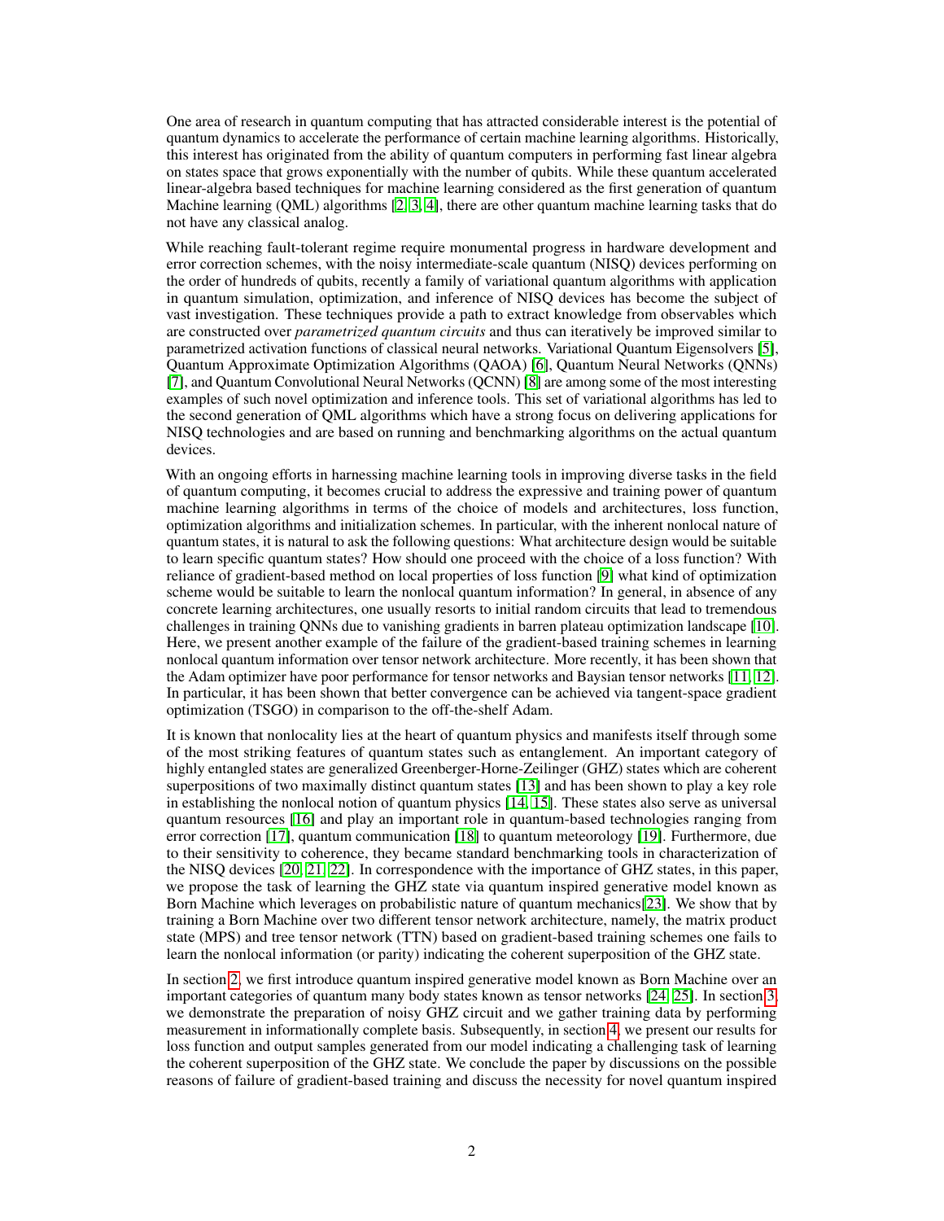One area of research in quantum computing that has attracted considerable interest is the potential of quantum dynamics to accelerate the performance of certain machine learning algorithms. Historically, this interest has originated from the ability of quantum computers in performing fast linear algebra on states space that grows exponentially with the number of qubits. While these quantum accelerated linear-algebra based techniques for machine learning considered as the first generation of quantum Machine learning (QML) algorithms [2, 3, 4], there are other quantum machine learning tasks that do not have any classical analog.

While reaching fault-tolerant regime require monumental progress in hardware development and error correction schemes, with the noisy intermediate-scale quantum (NISQ) devices performing on the order of hundreds of qubits, recently a family of variational quantum algorithms with application in quantum simulation, optimization, and inference of NISQ devices has become the subject of vast investigation. These techniques provide a path to extract knowledge from observables which are constructed over *parametrized quantum circuits* and thus can iteratively be improved similar to parametrized activation functions of classical neural networks. Variational Quantum Eigensolvers [5], Quantum Approximate Optimization Algorithms (QAOA) [6], Quantum Neural Networks (QNNs) [7], and Quantum Convolutional Neural Networks (QCNN) [8] are among some of the most interesting examples of such novel optimization and inference tools. This set of variational algorithms has led to the second generation of QML algorithms which have a strong focus on delivering applications for NISQ technologies and are based on running and benchmarking algorithms on the actual quantum devices.

With an ongoing efforts in harnessing machine learning tools in improving diverse tasks in the field of quantum computing, it becomes crucial to address the expressive and training power of quantum machine learning algorithms in terms of the choice of models and architectures, loss function, optimization algorithms and initialization schemes. In particular, with the inherent nonlocal nature of quantum states, it is natural to ask the following questions: What architecture design would be suitable to learn specific quantum states? How should one proceed with the choice of a loss function? With reliance of gradient-based method on local properties of loss function [9] what kind of optimization scheme would be suitable to learn the nonlocal quantum information? In general, in absence of any concrete learning architectures, one usually resorts to initial random circuits that lead to tremendous challenges in training QNNs due to vanishing gradients in barren plateau optimization landscape [10]. Here, we present another example of the failure of the gradient-based training schemes in learning nonlocal quantum information over tensor network architecture. More recently, it has been shown that the Adam optimizer have poor performance for tensor networks and Baysian tensor networks [11, 12]. In particular, it has been shown that better convergence can be achieved via tangent-space gradient optimization (TSGO) in comparison to the off-the-shelf Adam.

It is known that nonlocality lies at the heart of quantum physics and manifests itself through some of the most striking features of quantum states such as entanglement. An important category of highly entangled states are generalized Greenberger-Horne-Zeilinger (GHZ) states which are coherent superpositions of two maximally distinct quantum states [13] and has been shown to play a key role in establishing the nonlocal notion of quantum physics [14, 15]. These states also serve as universal quantum resources [16] and play an important role in quantum-based technologies ranging from error correction [17], quantum communication [18] to quantum meteorology [19]. Furthermore, due to their sensitivity to coherence, they became standard benchmarking tools in characterization of the NISQ devices [20, 21, 22]. In correspondence with the importance of GHZ states, in this paper, we propose the task of learning the GHZ state via quantum inspired generative model known as Born Machine which leverages on probabilistic nature of quantum mechanics[23]. We show that by training a Born Machine over two different tensor network architecture, namely, the matrix product state (MPS) and tree tensor network (TTN) based on gradient-based training schemes one fails to learn the nonlocal information (or parity) indicating the coherent superposition of the GHZ state.

In section 2, we first introduce quantum inspired generative model known as Born Machine over an important categories of quantum many body states known as tensor networks [24, 25]. In section 3, we demonstrate the preparation of noisy GHZ circuit and we gather training data by performing measurement in informationally complete basis. Subsequently, in section 4, we present our results for loss function and output samples generated from our model indicating a challenging task of learning the coherent superposition of the GHZ state. We conclude the paper by discussions on the possible reasons of failure of gradient-based training and discuss the necessity for novel quantum inspired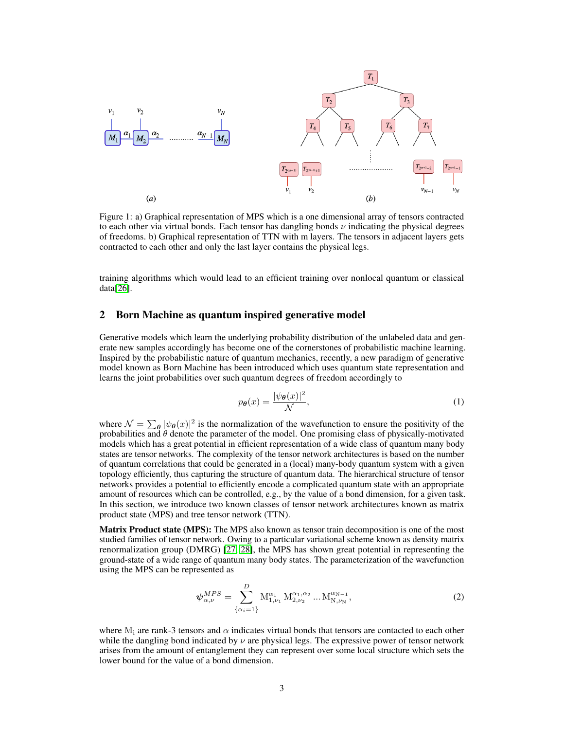Figure 1: a) Graphical representation of MPS which is a one dimensional array of tensors contracted to each other via virtual bonds. Each tensor has dangling bonds $\nu$ indicating the physical degrees of freedoms. b) Graphical representation of TTN with m layers. The tensors in adjacent layers gets contracted to each other and only the last layer contains the physical legs.

training algorithms which would lead to an efficient training over nonlocal quantum or classical data[26].

## 2 Born Machine as quantum inspired generative model

Generative models which learn the underlying probability distribution of the unlabeled data and generate new samples accordingly has become one of the cornerstones of probabilistic machine learning. Inspired by the probabilistic nature of quantum mechanics, recently, a new paradigm of generative model known as Born Machine has been introduced which uses quantum state representation and learns the joint probabilities over such quantum degrees of freedom accordingly to

$$p_{\boldsymbol{\theta}}(x) = \frac{|\psi_{\boldsymbol{\theta}}(x)|^2}{\mathcal{N}}, \tag{1}$$

where $\mathcal{N} = \sum_{\boldsymbol{\theta}} |\psi_{\boldsymbol{\theta}}(x)|^2$ is the normalization of the wavefunction to ensure the positivity of the probabilities and $\theta$ denote the parameter of the model. One promising class of physically-motivated models which has a great potential in efficient representation of a wide class of quantum many body states are tensor networks. The complexity of the tensor network architectures is based on the number of quantum correlations that could be generated in a (local) many-body quantum system with a given topology efficiently, thus capturing the structure of quantum data. The hierarchical structure of tensor networks provides a potential to efficiently encode a complicated quantum state with an appropriate amount of resources which can be controlled, e.g., by the value of a bond dimension, for a given task. In this section, we introduce two known classes of tensor network architectures known as matrix product state (MPS) and tree tensor network (TTN).

**Matrix Product state (MPS):** The MPS also known as tensor train decomposition is one of the most studied families of tensor network. Owing to a particular variational scheme known as density matrix renormalization group (DMRG) [27, 28], the MPS has shown great potential in representing the ground-state of a wide range of quantum many body states. The parameterization of the wavefunction using the MPS can be represented as

$$\psi^{MPS}_{\alpha,\nu} = \sum_{\{\alpha_i=1\}}^{D} \mathrm{M}^{\alpha_1}_{1,\nu_1}\, \mathrm{M}^{\alpha_1,\alpha_2}_{2,\nu_2} \ldots \mathrm{M}^{\alpha_{N-1}}_{N,\nu_N}, \tag{2}$$

where $\mathrm{M_i}$ are rank-3 tensors and $\alpha$ indicates virtual bonds that tensors are contacted to each other while the dangling bond indicated by $\nu$ are physical legs. The expressive power of tensor network arises from the amount of entanglement they can represent over some local structure which sets the lower bound for the value of a bond dimension.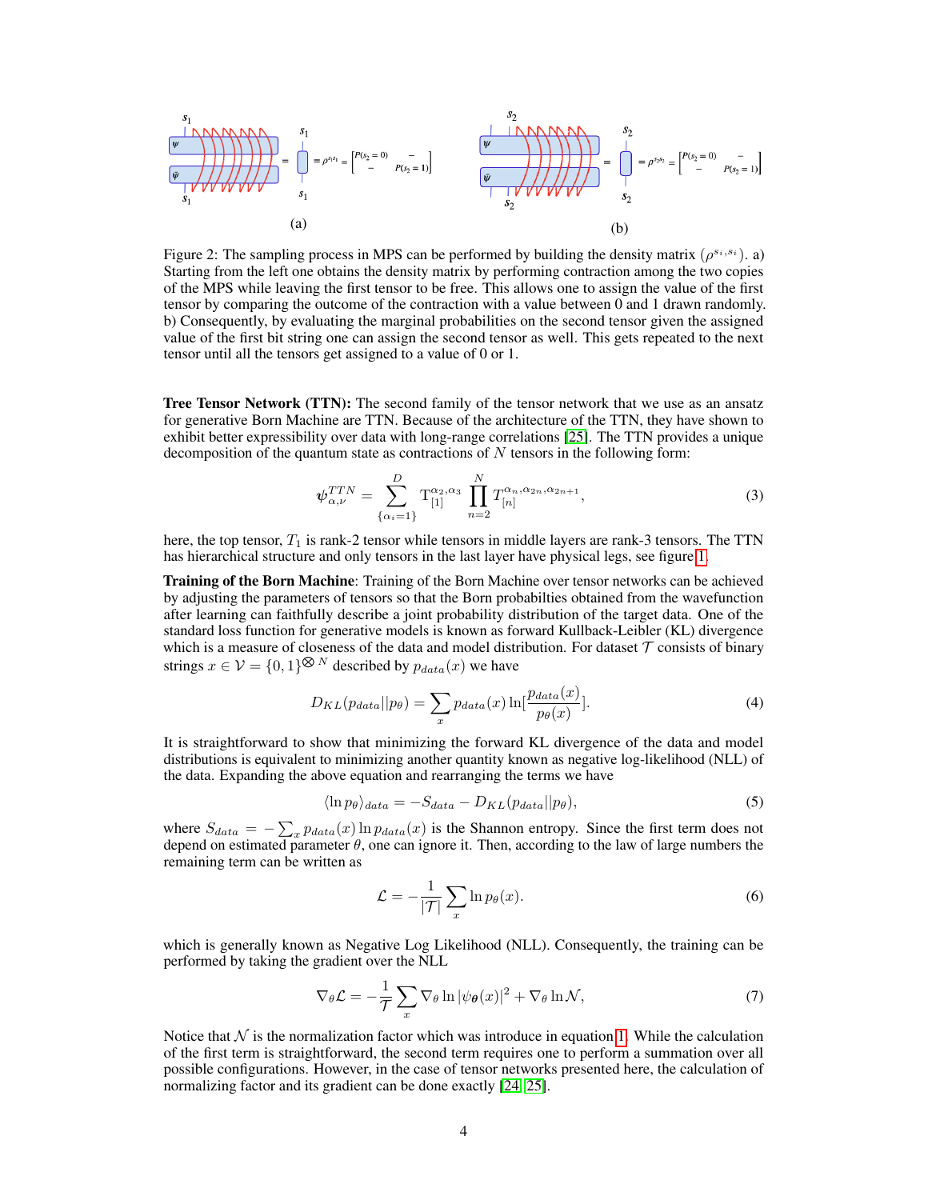Figure 2: The sampling process in MPS can be performed by building the density matrix ($\rho^{s_i,s_i}$). a) Starting from the left one obtains the density matrix by performing contraction among the two copies of the MPS while leaving the first tensor to be free. This allows one to assign the value of the first tensor by comparing the outcome of the contraction with a value between 0 and 1 drawn randomly. b) Consequently, by evaluating the marginal probabilities on the second tensor given the assigned value of the first bit string one can assign the second tensor as well. This gets repeated to the next tensor until all the tensors get assigned to a value of 0 or 1.

**Tree Tensor Network (TTN):** The second family of the tensor network that we use as an ansatz for generative Born Machine are TTN. Because of the architecture of the TTN, they have shown to exhibit better expressibility over data with long-range correlations [25]. The TTN provides a unique decomposition of the quantum state as contractions of $N$ tensors in the following form:

$$\psi^{TTN}_{\alpha,\nu} = \sum_{\{\alpha_i=1\}}^{D} \mathrm{T}^{\alpha_2,\alpha_3}_{[1]} \prod_{n=2}^{N} T^{\alpha_n,\alpha_{2n},\alpha_{2n+1}}_{[n]}, \tag{3}$$

here, the top tensor, $T_1$ is rank-2 tensor while tensors in middle layers are rank-3 tensors. The TTN has hierarchical structure and only tensors in the last layer have physical legs, see figure 1.

**Training of the Born Machine**: Training of the Born Machine over tensor networks can be achieved by adjusting the parameters of tensors so that the Born probabilties obtained from the wavefunction after learning can faithfully describe a joint probability distribution of the target data. One of the standard loss function for generative models is known as forward Kullback-Leibler (KL) divergence which is a measure of closeness of the data and model distribution. For dataset $\mathcal{T}$ consists of binary strings $x \in \mathcal{V} = \{0,1\}^{\otimes N}$ described by $p_{data}(x)$ we have

$$D_{KL}(p_{data}||p_\theta) = \sum_x p_{data}(x) \ln[\frac{p_{data}(x)}{p_\theta(x)}]. \tag{4}$$

It is straightforward to show that minimizing the forward KL divergence of the data and model distributions is equivalent to minimizing another quantity known as negative log-likelihood (NLL) of the data. Expanding the above equation and rearranging the terms we have

$$\langle \ln p_\theta \rangle_{data} = -S_{data} - D_{KL}(p_{data}||p_\theta), \tag{5}$$

where $S_{data} = -\sum_x p_{data}(x) \ln p_{data}(x)$ is the Shannon entropy. Since the first term does not depend on estimated parameter $\theta$, one can ignore it. Then, according to the law of large numbers the remaining term can be written as

$$\mathcal{L} = -\frac{1}{|\mathcal{T}|} \sum_x \ln p_\theta(x). \tag{6}$$

which is generally known as Negative Log Likelihood (NLL). Consequently, the training can be performed by taking the gradient over the NLL

$$\nabla_\theta \mathcal{L} = -\frac{1}{\mathcal{T}} \sum_x \nabla_\theta \ln |\psi_{\boldsymbol{\theta}}(x)|^2 + \nabla_\theta \ln \mathcal{N}, \tag{7}$$

Notice that $\mathcal{N}$ is the normalization factor which was introduce in equation 1. While the calculation of the first term is straightforward, the second term requires one to perform a summation over all possible configurations. However, in the case of tensor networks presented here, the calculation of normalizing factor and its gradient can be done exactly [24, 25].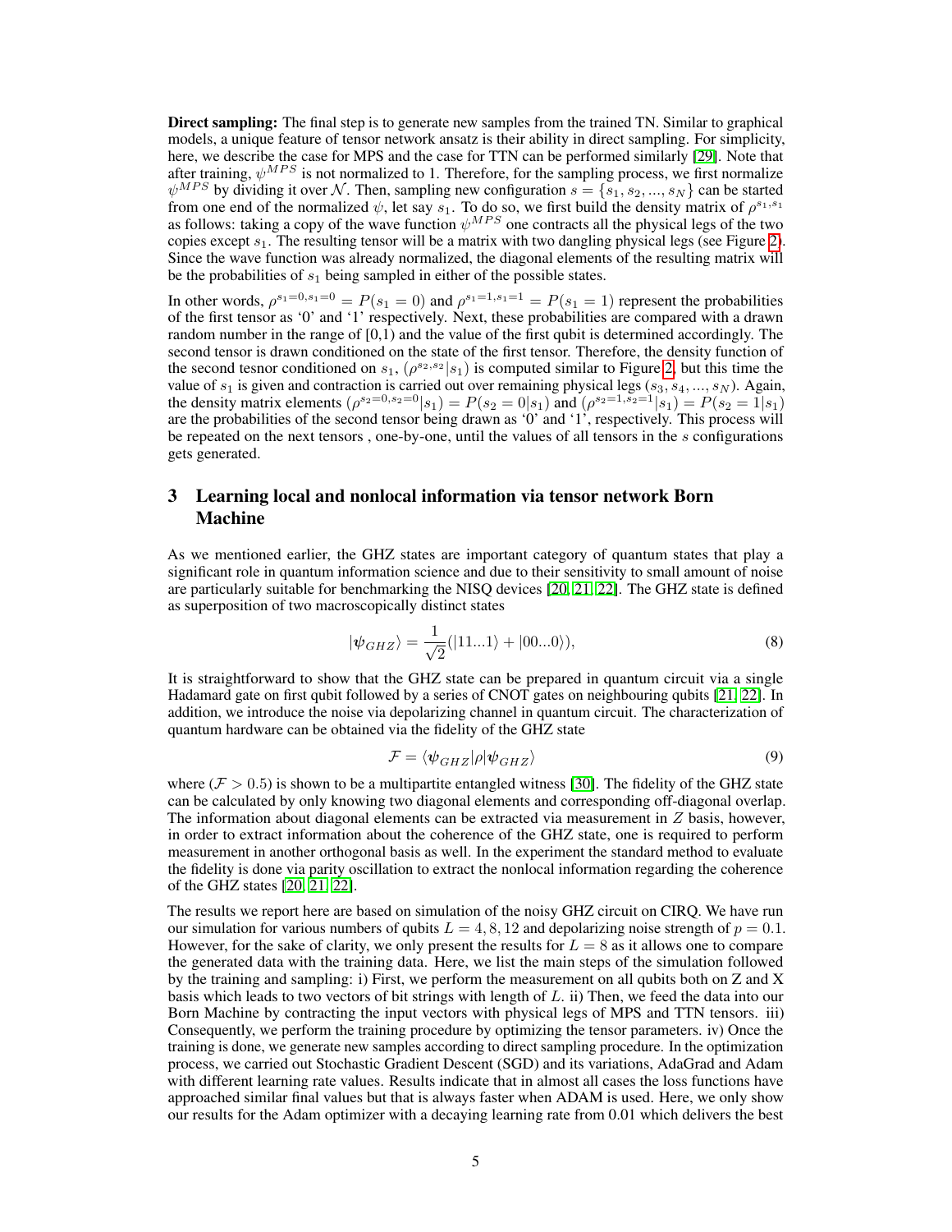**Direct sampling:** The final step is to generate new samples from the trained TN. Similar to graphical models, a unique feature of tensor network ansatz is their ability in direct sampling. For simplicity, here, we describe the case for MPS and the case for TTN can be performed similarly [29]. Note that after training, $\psi^{MPS}$ is not normalized to 1. Therefore, for the sampling process, we first normalize $\psi^{MPS}$ by dividing it over $\mathcal{N}$. Then, sampling new configuration $s = \{s_1, s_2, ..., s_N\}$ can be started from one end of the normalized $\psi$, let say $s_1$. To do so, we first build the density matrix of $\rho^{s_1,s_1}$ as follows: taking a copy of the wave function $\psi^{MPS}$ one contracts all the physical legs of the two copies except $s_1$. The resulting tensor will be a matrix with two dangling physical legs (see Figure 2). Since the wave function was already normalized, the diagonal elements of the resulting matrix will be the probabilities of $s_1$ being sampled in either of the possible states.

In other words, $\rho^{s_1=0,s_1=0} = P(s_1 = 0)$ and $\rho^{s_1=1,s_1=1} = P(s_1 = 1)$ represent the probabilities of the first tensor as '0' and '1' respectively. Next, these probabilities are compared with a drawn random number in the range of [0,1) and the value of the first qubit is determined accordingly. The second tensor is drawn conditioned on the state of the first tensor. Therefore, the density function of the second tesnor conditioned on $s_1$, $(\rho^{s_2,s_2}|s_1)$ is computed similar to Figure 2, but this time the value of $s_1$ is given and contraction is carried out over remaining physical legs $(s_3, s_4, ..., s_N)$. Again, the density matrix elements $(\rho^{s_2=0,s_2=0}|s_1) = P(s_2 = 0|s_1)$ and $(\rho^{s_2=1,s_2=1}|s_1) = P(s_2 = 1|s_1)$ are the probabilities of the second tensor being drawn as '0' and '1', respectively. This process will be repeated on the next tensors , one-by-one, until the values of all tensors in the $s$ configurations gets generated.

## 3 Learning local and nonlocal information via tensor network Born Machine

As we mentioned earlier, the GHZ states are important category of quantum states that play a significant role in quantum information science and due to their sensitivity to small amount of noise are particularly suitable for benchmarking the NISQ devices [20, 21, 22]. The GHZ state is defined as superposition of two macroscopically distinct states

$$|\psi_{GHZ}\rangle = \frac{1}{\sqrt{2}}(|11...1\rangle + |00...0\rangle), \tag{8}$$

It is straightforward to show that the GHZ state can be prepared in quantum circuit via a single Hadamard gate on first qubit followed by a series of CNOT gates on neighbouring qubits [21, 22]. In addition, we introduce the noise via depolarizing channel in quantum circuit. The characterization of quantum hardware can be obtained via the fidelity of the GHZ state

$$\mathcal{F} = \langle\psi_{GHZ}|\rho|\psi_{GHZ}\rangle \tag{9}$$

where $(\mathcal{F} > 0.5)$ is shown to be a multipartite entangled witness [30]. The fidelity of the GHZ state can be calculated by only knowing two diagonal elements and corresponding off-diagonal overlap. The information about diagonal elements can be extracted via measurement in $Z$ basis, however, in order to extract information about the coherence of the GHZ state, one is required to perform measurement in another orthogonal basis as well. In the experiment the standard method to evaluate the fidelity is done via parity oscillation to extract the nonlocal information regarding the coherence of the GHZ states [20, 21, 22].

The results we report here are based on simulation of the noisy GHZ circuit on CIRQ. We have run our simulation for various numbers of qubits $L = 4, 8, 12$ and depolarizing noise strength of $p = 0.1$. However, for the sake of clarity, we only present the results for $L = 8$ as it allows one to compare the generated data with the training data. Here, we list the main steps of the simulation followed by the training and sampling: i) First, we perform the measurement on all qubits both on Z and X basis which leads to two vectors of bit strings with length of $L$. ii) Then, we feed the data into our Born Machine by contracting the input vectors with physical legs of MPS and TTN tensors. iii) Consequently, we perform the training procedure by optimizing the tensor parameters. iv) Once the training is done, we generate new samples according to direct sampling procedure. In the optimization process, we carried out Stochastic Gradient Descent (SGD) and its variations, AdaGrad and Adam with different learning rate values. Results indicate that in almost all cases the loss functions have approached similar final values but that is always faster when ADAM is used. Here, we only show our results for the Adam optimizer with a decaying learning rate from 0.01 which delivers the best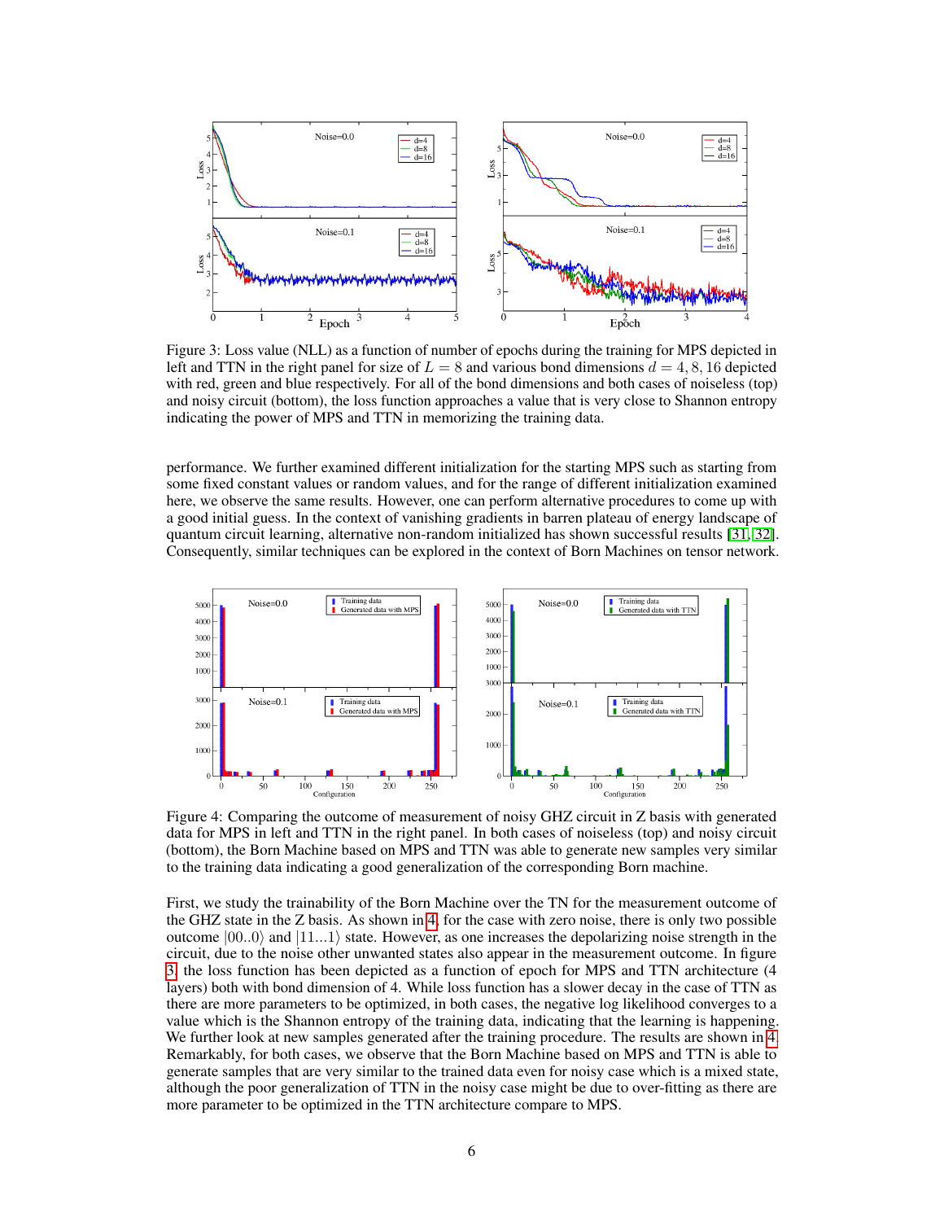Figure 3: Loss value (NLL) as a function of number of epochs during the training for MPS depicted in left and TTN in the right panel for size of $L = 8$ and various bond dimensions $d = 4, 8, 16$ depicted with red, green and blue respectively. For all of the bond dimensions and both cases of noiseless (top) and noisy circuit (bottom), the loss function approaches a value that is very close to Shannon entropy indicating the power of MPS and TTN in memorizing the training data.

performance. We further examined different initialization for the starting MPS such as starting from some fixed constant values or random values, and for the range of different initialization examined here, we observe the same results. However, one can perform alternative procedures to come up with a good initial guess. In the context of vanishing gradients in barren plateau of energy landscape of quantum circuit learning, alternative non-random initialized has shown successful results [31, 32]. Consequently, similar techniques can be explored in the context of Born Machines on tensor network.

Figure 4: Comparing the outcome of measurement of noisy GHZ circuit in Z basis with generated data for MPS in left and TTN in the right panel. In both cases of noiseless (top) and noisy circuit (bottom), the Born Machine based on MPS and TTN was able to generate new samples very similar to the training data indicating a good generalization of the corresponding Born machine.

First, we study the trainability of the Born Machine over the TN for the measurement outcome of the GHZ state in the Z basis. As shown in 4, for the case with zero noise, there is only two possible outcome $|00..0\rangle$ and $|11...1\rangle$ state. However, as one increases the depolarizing noise strength in the circuit, due to the noise other unwanted states also appear in the measurement outcome. In figure 3, the loss function has been depicted as a function of epoch for MPS and TTN architecture (4 layers) both with bond dimension of 4. While loss function has a slower decay in the case of TTN as there are more parameters to be optimized, in both cases, the negative log likelihood converges to a value which is the Shannon entropy of the training data, indicating that the learning is happening. We further look at new samples generated after the training procedure. The results are shown in 4. Remarkably, for both cases, we observe that the Born Machine based on MPS and TTN is able to generate samples that are very similar to the trained data even for noisy case which is a mixed state, although the poor generalization of TTN in the noisy case might be due to over-fitting as there are more parameter to be optimized in the TTN architecture compare to MPS.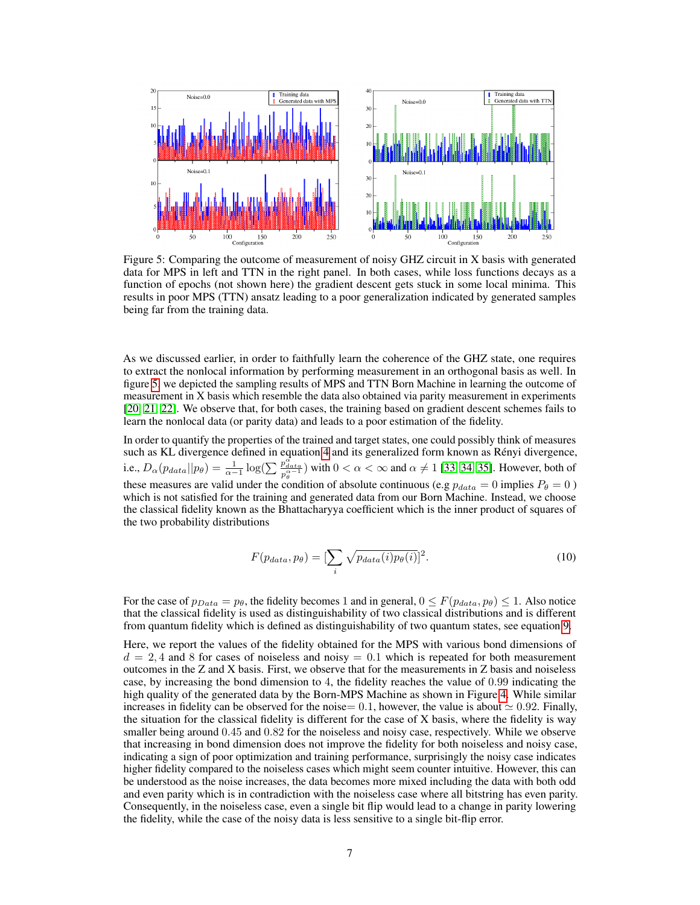Figure 5: Comparing the outcome of measurement of noisy GHZ circuit in X basis with generated data for MPS in left and TTN in the right panel. In both cases, while loss functions decays as a function of epochs (not shown here) the gradient descent gets stuck in some local minima. This results in poor MPS (TTN) ansatz leading to a poor generalization indicated by generated samples being far from the training data.

As we discussed earlier, in order to faithfully learn the coherence of the GHZ state, one requires to extract the nonlocal information by performing measurement in an orthogonal basis as well. In figure 5, we depicted the sampling results of MPS and TTN Born Machine in learning the outcome of measurement in X basis which resemble the data also obtained via parity measurement in experiments [20, 21, 22]. We observe that, for both cases, the training based on gradient descent schemes fails to learn the nonlocal data (or parity data) and leads to a poor estimation of the fidelity.

In order to quantify the properties of the trained and target states, one could possibly think of measures such as KL divergence defined in equation 4 and its generalized form known as Rényi divergence, i.e., $D_\alpha(p_{data}||p_\theta) = \frac{1}{\alpha-1}\log(\sum \frac{p^{\alpha}_{data}}{p^{\alpha-1}_{\theta}})$ with $0 < \alpha < \infty$ and $\alpha \neq 1$ [33, 34, 35]. However, both of these measures are valid under the condition of absolute continuous (e.g $p_{data} = 0$ implies $P_\theta = 0$ ) which is not satisfied for the training and generated data from our Born Machine. Instead, we choose the classical fidelity known as the Bhattacharyya coefficient which is the inner product of squares of the two probability distributions

$$F(p_{data}, p_\theta) = [\sum_i \sqrt{p_{data}(i)p_\theta(i)}]^2. \tag{10}$$

For the case of $p_{Data} = p_\theta$, the fidelity becomes 1 and in general, $0 \leq F(p_{data}, p_\theta) \leq 1$. Also notice that the classical fidelity is used as distinguishability of two classical distributions and is different from quantum fidelity which is defined as distinguishability of two quantum states, see equation 9.

Here, we report the values of the fidelity obtained for the MPS with various bond dimensions of $d = 2, 4$ and 8 for cases of noiseless and noisy $= 0.1$ which is repeated for both measurement outcomes in the Z and X basis. First, we observe that for the measurements in Z basis and noiseless case, by increasing the bond dimension to 4, the fidelity reaches the value of 0.99 indicating the high quality of the generated data by the Born-MPS Machine as shown in Figure 4. While similar increases in fidelity can be observed for the noise$= 0.1$, however, the value is about $\simeq 0.92$. Finally, the situation for the classical fidelity is different for the case of X basis, where the fidelity is way smaller being around 0.45 and 0.82 for the noiseless and noisy case, respectively. While we observe that increasing in bond dimension does not improve the fidelity for both noiseless and noisy case, indicating a sign of poor optimization and training performance, surprisingly the noisy case indicates higher fidelity compared to the noiseless cases which might seem counter intuitive. However, this can be understood as the noise increases, the data becomes more mixed including the data with both odd and even parity which is in contradiction with the noiseless case where all bitstring has even parity. Consequently, in the noiseless case, even a single bit flip would lead to a change in parity lowering the fidelity, while the case of the noisy data is less sensitive to a single bit-flip error.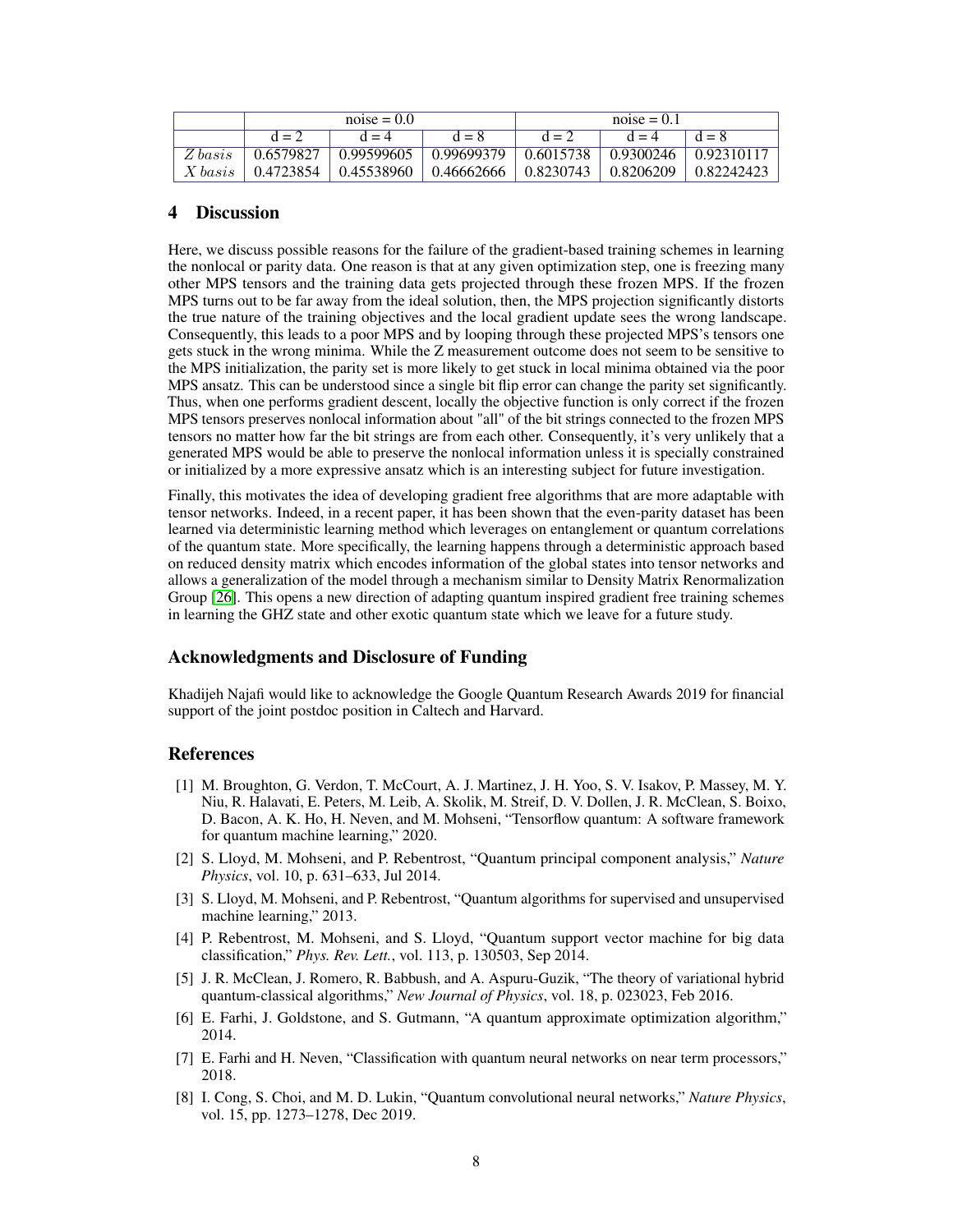| | noise = 0.0 | | | noise = 0.1 | | |
|---|---|---|---|---|---|---|
| | d = 2 | d = 4 | d = 8 | d = 2 | d = 4 | d = 8 |
| $Z\,basis$ | 0.6579827 | 0.99599605 | 0.99699379 | 0.6015738 | 0.9300246 | 0.92310117 |
| $X\,basis$ | 0.4723854 | 0.45538960 | 0.46662666 | 0.8230743 | 0.8206209 | 0.82242423 |

## 4 Discussion

Here, we discuss possible reasons for the failure of the gradient-based training schemes in learning the nonlocal or parity data. One reason is that at any given optimization step, one is freezing many other MPS tensors and the training data gets projected through these frozen MPS. If the frozen MPS turns out to be far away from the ideal solution, then, the MPS projection significantly distorts the true nature of the training objectives and the local gradient update sees the wrong landscape. Consequently, this leads to a poor MPS and by looping through these projected MPS's tensors one gets stuck in the wrong minima. While the Z measurement outcome does not seem to be sensitive to the MPS initialization, the parity set is more likely to get stuck in local minima obtained via the poor MPS ansatz. This can be understood since a single bit flip error can change the parity set significantly. Thus, when one performs gradient descent, locally the objective function is only correct if the frozen MPS tensors preserves nonlocal information about "all" of the bit strings connected to the frozen MPS tensors no matter how far the bit strings are from each other. Consequently, it's very unlikely that a generated MPS would be able to preserve the nonlocal information unless it is specially constrained or initialized by a more expressive ansatz which is an interesting subject for future investigation.

Finally, this motivates the idea of developing gradient free algorithms that are more adaptable with tensor networks. Indeed, in a recent paper, it has been shown that the even-parity dataset has been learned via deterministic learning method which leverages on entanglement or quantum correlations of the quantum state. More specifically, the learning happens through a deterministic approach based on reduced density matrix which encodes information of the global states into tensor networks and allows a generalization of the model through a mechanism similar to Density Matrix Renormalization Group [26]. This opens a new direction of adapting quantum inspired gradient free training schemes in learning the GHZ state and other exotic quantum state which we leave for a future study.

## Acknowledgments and Disclosure of Funding

Khadijeh Najafi would like to acknowledge the Google Quantum Research Awards 2019 for financial support of the joint postdoc position in Caltech and Harvard.

## References

[1] M. Broughton, G. Verdon, T. McCourt, A. J. Martinez, J. H. Yoo, S. V. Isakov, P. Massey, M. Y. Niu, R. Halavati, E. Peters, M. Leib, A. Skolik, M. Streif, D. V. Dollen, J. R. McClean, S. Boixo, D. Bacon, A. K. Ho, H. Neven, and M. Mohseni, "Tensorflow quantum: A software framework for quantum machine learning," 2020.

[2] S. Lloyd, M. Mohseni, and P. Rebentrost, "Quantum principal component analysis," *Nature Physics*, vol. 10, p. 631–633, Jul 2014.

[3] S. Lloyd, M. Mohseni, and P. Rebentrost, "Quantum algorithms for supervised and unsupervised machine learning," 2013.

[4] P. Rebentrost, M. Mohseni, and S. Lloyd, "Quantum support vector machine for big data classification," *Phys. Rev. Lett.*, vol. 113, p. 130503, Sep 2014.

[5] J. R. McClean, J. Romero, R. Babbush, and A. Aspuru-Guzik, "The theory of variational hybrid quantum-classical algorithms," *New Journal of Physics*, vol. 18, p. 023023, Feb 2016.

[6] E. Farhi, J. Goldstone, and S. Gutmann, "A quantum approximate optimization algorithm," 2014.

[7] E. Farhi and H. Neven, "Classification with quantum neural networks on near term processors," 2018.

[8] I. Cong, S. Choi, and M. D. Lukin, "Quantum convolutional neural networks," *Nature Physics*, vol. 15, pp. 1273–1278, Dec 2019.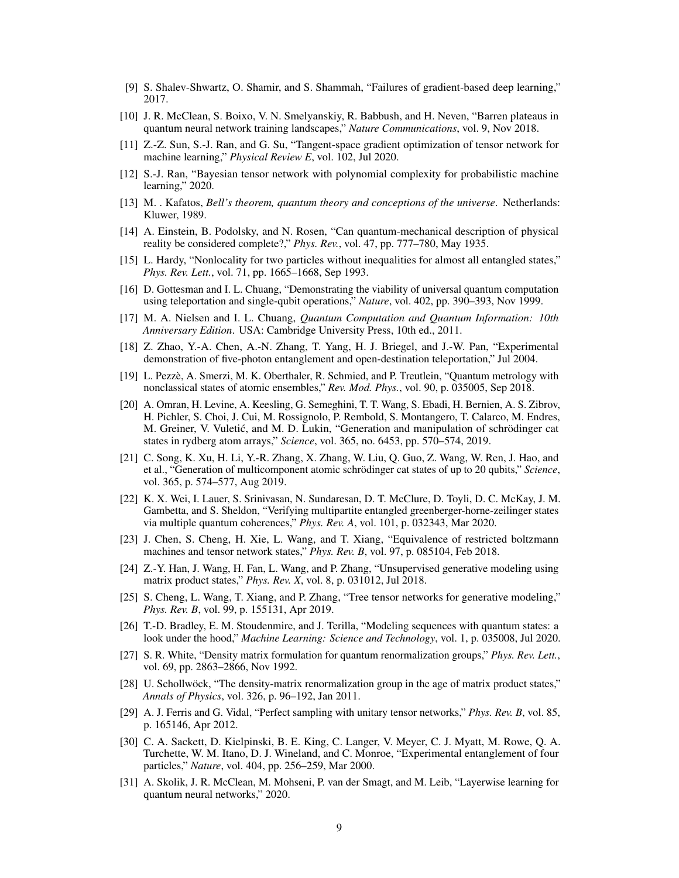[9] S. Shalev-Shwartz, O. Shamir, and S. Shammah, "Failures of gradient-based deep learning," 2017.

[10] J. R. McClean, S. Boixo, V. N. Smelyanskiy, R. Babbush, and H. Neven, "Barren plateaus in quantum neural network training landscapes," *Nature Communications*, vol. 9, Nov 2018.

[11] Z.-Z. Sun, S.-J. Ran, and G. Su, "Tangent-space gradient optimization of tensor network for machine learning," *Physical Review E*, vol. 102, Jul 2020.

[12] S.-J. Ran, "Bayesian tensor network with polynomial complexity for probabilistic machine learning," 2020.

[13] M. . Kafatos, *Bell's theorem, quantum theory and conceptions of the universe*. Netherlands: Kluwer, 1989.

[14] A. Einstein, B. Podolsky, and N. Rosen, "Can quantum-mechanical description of physical reality be considered complete?," *Phys. Rev.*, vol. 47, pp. 777–780, May 1935.

[15] L. Hardy, "Nonlocality for two particles without inequalities for almost all entangled states," *Phys. Rev. Lett.*, vol. 71, pp. 1665–1668, Sep 1993.

[16] D. Gottesman and I. L. Chuang, "Demonstrating the viability of universal quantum computation using teleportation and single-qubit operations," *Nature*, vol. 402, pp. 390–393, Nov 1999.

[17] M. A. Nielsen and I. L. Chuang, *Quantum Computation and Quantum Information: 10th Anniversary Edition*. USA: Cambridge University Press, 10th ed., 2011.

[18] Z. Zhao, Y.-A. Chen, A.-N. Zhang, T. Yang, H. J. Briegel, and J.-W. Pan, "Experimental demonstration of five-photon entanglement and open-destination teleportation," Jul 2004.

[19] L. Pezzè, A. Smerzi, M. K. Oberthaler, R. Schmied, and P. Treutlein, "Quantum metrology with nonclassical states of atomic ensembles," *Rev. Mod. Phys.*, vol. 90, p. 035005, Sep 2018.

[20] A. Omran, H. Levine, A. Keesling, G. Semeghini, T. T. Wang, S. Ebadi, H. Bernien, A. S. Zibrov, H. Pichler, S. Choi, J. Cui, M. Rossignolo, P. Rembold, S. Montangero, T. Calarco, M. Endres, M. Greiner, V. Vuletić, and M. D. Lukin, "Generation and manipulation of schrödinger cat states in rydberg atom arrays," *Science*, vol. 365, no. 6453, pp. 570–574, 2019.

[21] C. Song, K. Xu, H. Li, Y.-R. Zhang, X. Zhang, W. Liu, Q. Guo, Z. Wang, W. Ren, J. Hao, and et al., "Generation of multicomponent atomic schrödinger cat states of up to 20 qubits," *Science*, vol. 365, p. 574–577, Aug 2019.

[22] K. X. Wei, I. Lauer, S. Srinivasan, N. Sundaresan, D. T. McClure, D. Toyli, D. C. McKay, J. M. Gambetta, and S. Sheldon, "Verifying multipartite entangled greenberger-horne-zeilinger states via multiple quantum coherences," *Phys. Rev. A*, vol. 101, p. 032343, Mar 2020.

[23] J. Chen, S. Cheng, H. Xie, L. Wang, and T. Xiang, "Equivalence of restricted boltzmann machines and tensor network states," *Phys. Rev. B*, vol. 97, p. 085104, Feb 2018.

[24] Z.-Y. Han, J. Wang, H. Fan, L. Wang, and P. Zhang, "Unsupervised generative modeling using matrix product states," *Phys. Rev. X*, vol. 8, p. 031012, Jul 2018.

[25] S. Cheng, L. Wang, T. Xiang, and P. Zhang, "Tree tensor networks for generative modeling," *Phys. Rev. B*, vol. 99, p. 155131, Apr 2019.

[26] T.-D. Bradley, E. M. Stoudenmire, and J. Terilla, "Modeling sequences with quantum states: a look under the hood," *Machine Learning: Science and Technology*, vol. 1, p. 035008, Jul 2020.

[27] S. R. White, "Density matrix formulation for quantum renormalization groups," *Phys. Rev. Lett.*, vol. 69, pp. 2863–2866, Nov 1992.

[28] U. Schollwöck, "The density-matrix renormalization group in the age of matrix product states," *Annals of Physics*, vol. 326, p. 96–192, Jan 2011.

[29] A. J. Ferris and G. Vidal, "Perfect sampling with unitary tensor networks," *Phys. Rev. B*, vol. 85, p. 165146, Apr 2012.

[30] C. A. Sackett, D. Kielpinski, B. E. King, C. Langer, V. Meyer, C. J. Myatt, M. Rowe, Q. A. Turchette, W. M. Itano, D. J. Wineland, and C. Monroe, "Experimental entanglement of four particles," *Nature*, vol. 404, pp. 256–259, Mar 2000.

[31] A. Skolik, J. R. McClean, M. Mohseni, P. van der Smagt, and M. Leib, "Layerwise learning for quantum neural networks," 2020.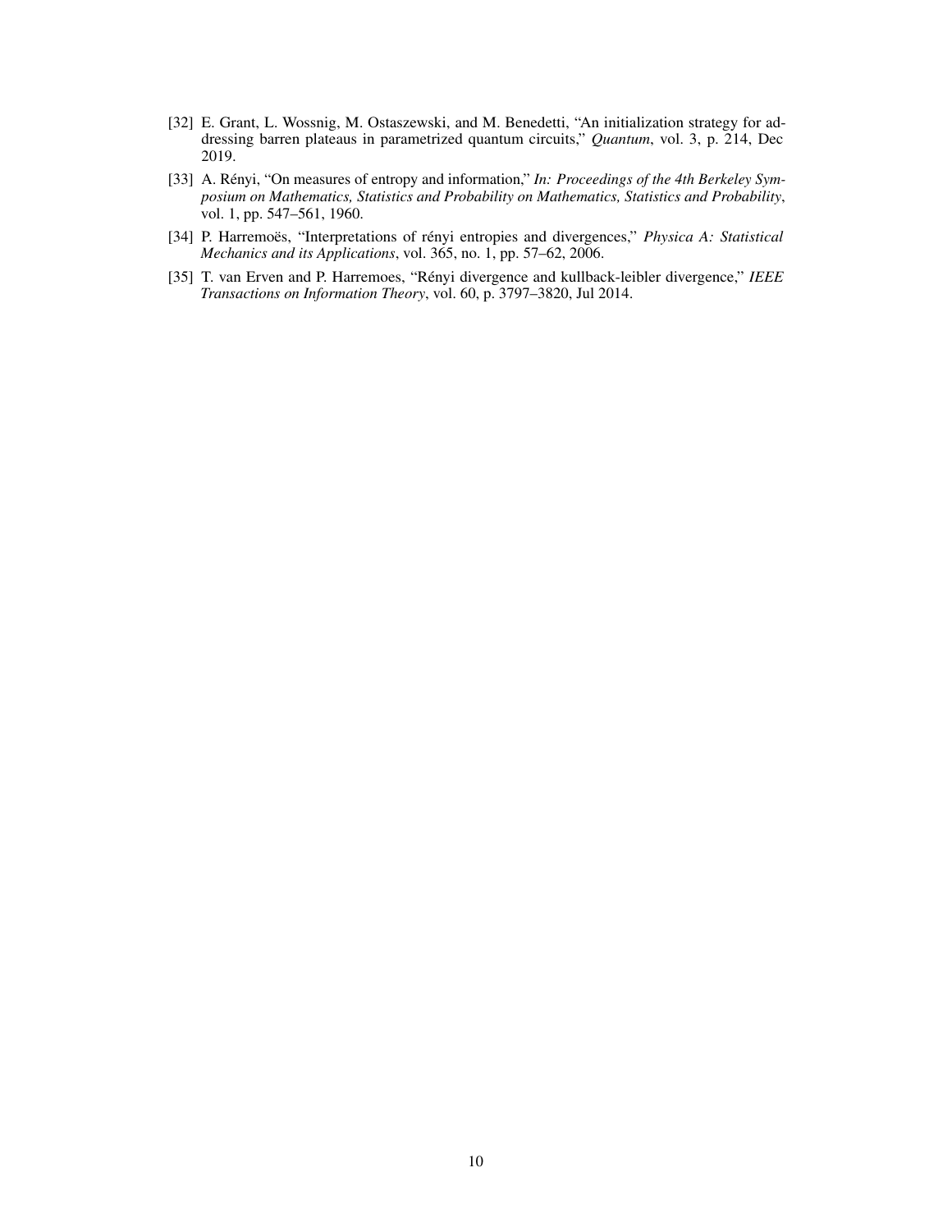[32] E. Grant, L. Wossnig, M. Ostaszewski, and M. Benedetti, "An initialization strategy for addressing barren plateaus in parametrized quantum circuits," *Quantum*, vol. 3, p. 214, Dec 2019.

[33] A. Rényi, "On measures of entropy and information," *In: Proceedings of the 4th Berkeley Symposium on Mathematics, Statistics and Probability on Mathematics, Statistics and Probability*, vol. 1, pp. 547–561, 1960.

[34] P. Harremoës, "Interpretations of rényi entropies and divergences," *Physica A: Statistical Mechanics and its Applications*, vol. 365, no. 1, pp. 57–62, 2006.

[35] T. van Erven and P. Harremoes, "Rényi divergence and kullback-leibler divergence," *IEEE Transactions on Information Theory*, vol. 60, p. 3797–3820, Jul 2014.